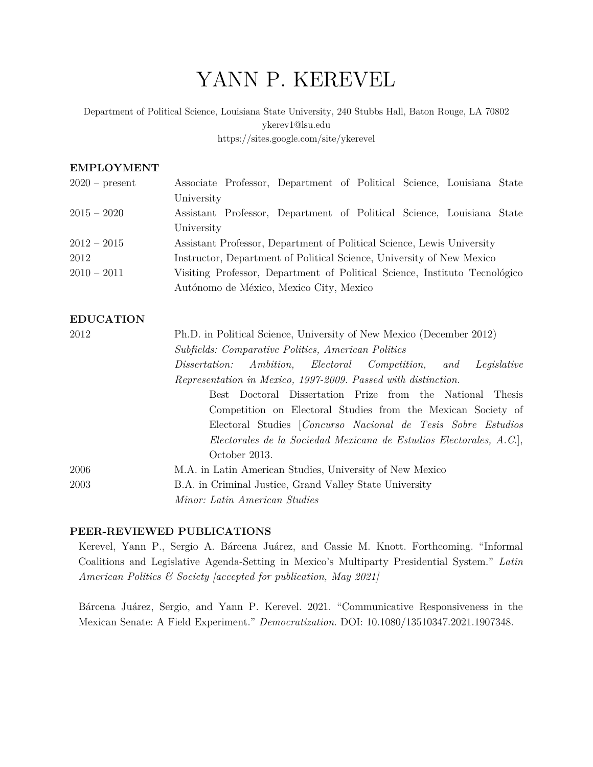# YANN P. KEREVEL

Department of Political Science, Louisiana State University, 240 Stubbs Hall, Baton Rouge, LA 70802
ykerev1@lsu.edu
https://sites.google.com/site/ykerevel

## EMPLOYMENT

| | |
|---|---|
| 2020 – present | Associate Professor, Department of Political Science, Louisiana State University |
| 2015 – 2020 | Assistant Professor, Department of Political Science, Louisiana State University |
| 2012 – 2015 | Assistant Professor, Department of Political Science, Lewis University |
| 2012 | Instructor, Department of Political Science, University of New Mexico |
| 2010 – 2011 | Visiting Professor, Department of Political Science, Instituto Tecnológico Autónomo de México, Mexico City, Mexico |

## EDUCATION

2012 — Ph.D. in Political Science, University of New Mexico (December 2012)
*Subfields: Comparative Politics, American Politics*
*Dissertation: Ambition, Electoral Competition, and Legislative Representation in Mexico, 1997-2009. Passed with distinction.*

Best Doctoral Dissertation Prize from the National Thesis Competition on Electoral Studies from the Mexican Society of Electoral Studies [*Concurso Nacional de Tesis Sobre Estudios Electorales de la Sociedad Mexicana de Estudios Electorales, A.C.*], October 2013.

2006 — M.A. in Latin American Studies, University of New Mexico

2003 — B.A. in Criminal Justice, Grand Valley State University
*Minor: Latin American Studies*

## PEER-REVIEWED PUBLICATIONS

Kerevel, Yann P., Sergio A. Bárcena Juárez, and Cassie M. Knott. Forthcoming. "Informal Coalitions and Legislative Agenda-Setting in Mexico's Multiparty Presidential System." *Latin American Politics & Society [accepted for publication, May 2021]*

Bárcena Juárez, Sergio, and Yann P. Kerevel. 2021. "Communicative Responsiveness in the Mexican Senate: A Field Experiment." *Democratization*. DOI: 10.1080/13510347.2021.1907348.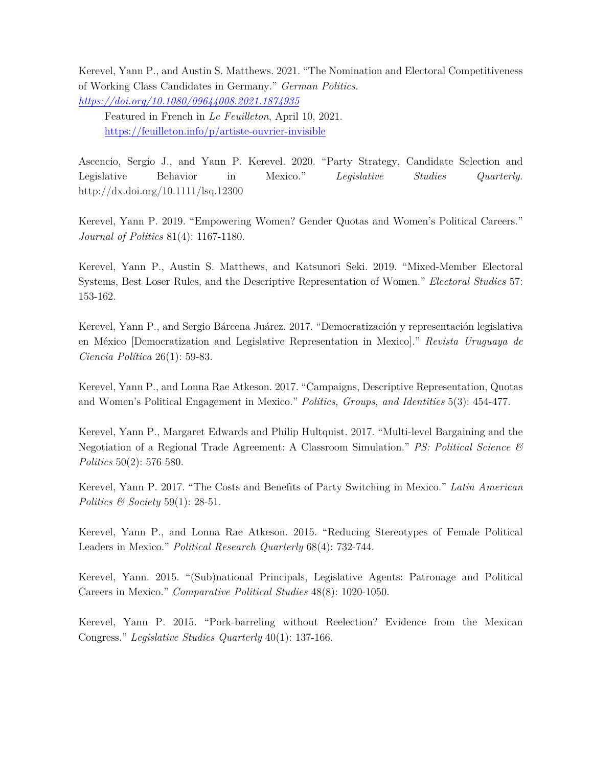Kerevel, Yann P., and Austin S. Matthews. 2021. "The Nomination and Electoral Competitiveness of Working Class Candidates in Germany." *German Politics*. *https://doi.org/10.1080/09644008.2021.1874935*

Featured in French in *Le Feuilleton*, April 10, 2021. https://feuilleton.info/p/artiste-ouvrier-invisible

Ascencio, Sergio J., and Yann P. Kerevel. 2020. "Party Strategy, Candidate Selection and Legislative Behavior in Mexico." *Legislative Studies Quarterly*. http://dx.doi.org/10.1111/lsq.12300

Kerevel, Yann P. 2019. "Empowering Women? Gender Quotas and Women's Political Careers." *Journal of Politics* 81(4): 1167-1180.

Kerevel, Yann P., Austin S. Matthews, and Katsunori Seki. 2019. "Mixed-Member Electoral Systems, Best Loser Rules, and the Descriptive Representation of Women." *Electoral Studies* 57: 153-162.

Kerevel, Yann P., and Sergio Bárcena Juárez. 2017. "Democratización y representación legislativa en México [Democratization and Legislative Representation in Mexico]." *Revista Uruguaya de Ciencia Política* 26(1): 59-83.

Kerevel, Yann P., and Lonna Rae Atkeson. 2017. "Campaigns, Descriptive Representation, Quotas and Women's Political Engagement in Mexico." *Politics, Groups, and Identities* 5(3): 454-477.

Kerevel, Yann P., Margaret Edwards and Philip Hultquist. 2017. "Multi-level Bargaining and the Negotiation of a Regional Trade Agreement: A Classroom Simulation." *PS: Political Science & Politics* 50(2): 576-580.

Kerevel, Yann P. 2017. "The Costs and Benefits of Party Switching in Mexico." *Latin American Politics & Society* 59(1): 28-51.

Kerevel, Yann P., and Lonna Rae Atkeson. 2015. "Reducing Stereotypes of Female Political Leaders in Mexico." *Political Research Quarterly* 68(4): 732-744.

Kerevel, Yann. 2015. "(Sub)national Principals, Legislative Agents: Patronage and Political Careers in Mexico." *Comparative Political Studies* 48(8): 1020-1050.

Kerevel, Yann P. 2015. "Pork-barreling without Reelection? Evidence from the Mexican Congress." *Legislative Studies Quarterly* 40(1): 137-166.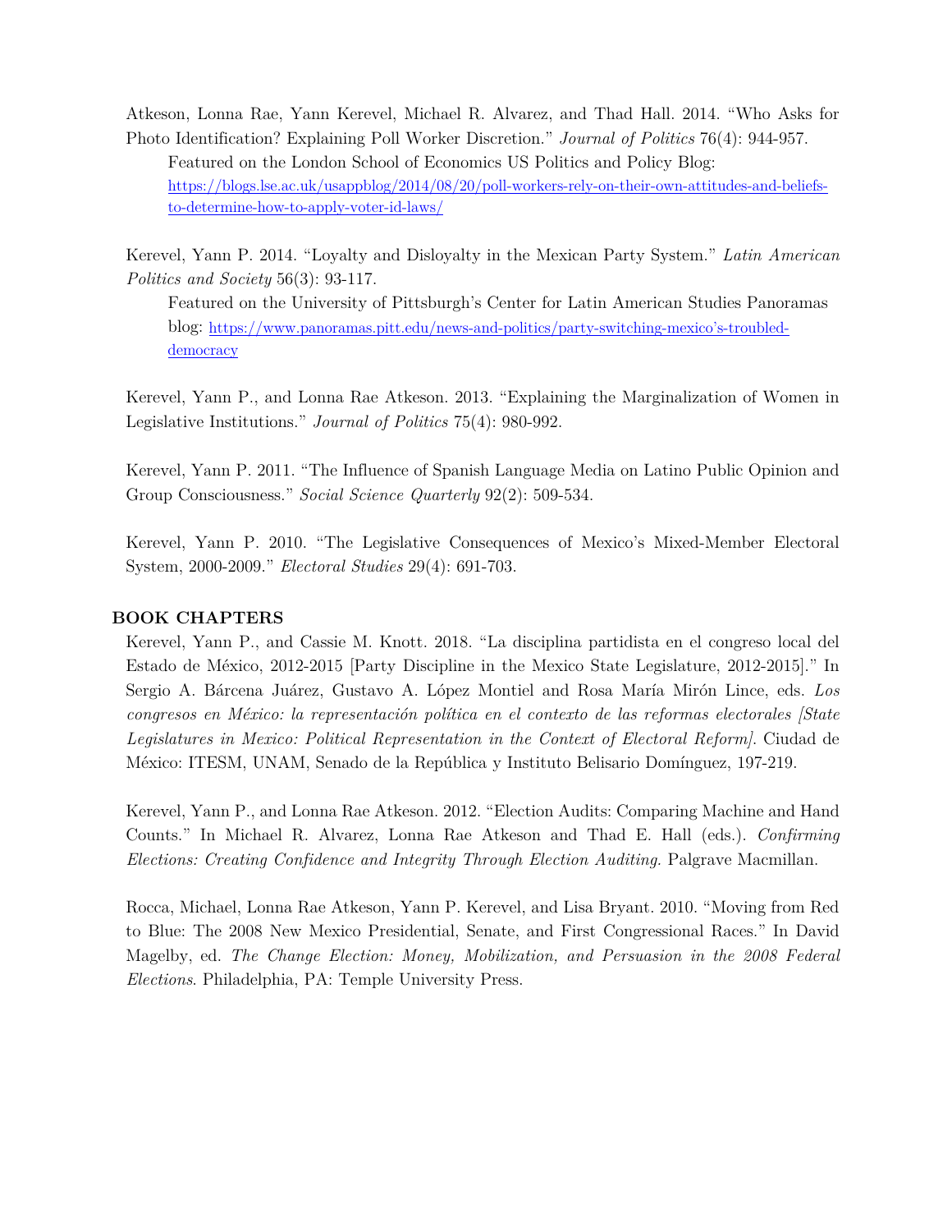Atkeson, Lonna Rae, Yann Kerevel, Michael R. Alvarez, and Thad Hall. 2014. "Who Asks for Photo Identification? Explaining Poll Worker Discretion." *Journal of Politics* 76(4): 944-957.

Featured on the London School of Economics US Politics and Policy Blog: [https://blogs.lse.ac.uk/usappblog/2014/08/20/poll-workers-rely-on-their-own-attitudes-and-beliefs-to-determine-how-to-apply-voter-id-laws/](https://blogs.lse.ac.uk/usappblog/2014/08/20/poll-workers-rely-on-their-own-attitudes-and-beliefs-to-determine-how-to-apply-voter-id-laws/)

Kerevel, Yann P. 2014. "Loyalty and Disloyalty in the Mexican Party System." *Latin American Politics and Society* 56(3): 93-117.

Featured on the University of Pittsburgh's Center for Latin American Studies Panoramas blog: [https://www.panoramas.pitt.edu/news-and-politics/party-switching-mexico's-troubled-democracy](https://www.panoramas.pitt.edu/news-and-politics/party-switching-mexico's-troubled-democracy)

Kerevel, Yann P., and Lonna Rae Atkeson. 2013. "Explaining the Marginalization of Women in Legislative Institutions." *Journal of Politics* 75(4): 980-992.

Kerevel, Yann P. 2011. "The Influence of Spanish Language Media on Latino Public Opinion and Group Consciousness." *Social Science Quarterly* 92(2): 509-534.

Kerevel, Yann P. 2010. "The Legislative Consequences of Mexico's Mixed-Member Electoral System, 2000-2009." *Electoral Studies* 29(4): 691-703.

## BOOK CHAPTERS

Kerevel, Yann P., and Cassie M. Knott. 2018. "La disciplina partidista en el congreso local del Estado de México, 2012-2015 [Party Discipline in the Mexico State Legislature, 2012-2015]." In Sergio A. Bárcena Juárez, Gustavo A. López Montiel and Rosa María Mirón Lince, eds. *Los congresos en México: la representación política en el contexto de las reformas electorales [State Legislatures in Mexico: Political Representation in the Context of Electoral Reform].* Ciudad de México: ITESM, UNAM, Senado de la República y Instituto Belisario Domínguez, 197-219.

Kerevel, Yann P., and Lonna Rae Atkeson. 2012. "Election Audits: Comparing Machine and Hand Counts." In Michael R. Alvarez, Lonna Rae Atkeson and Thad E. Hall (eds.). *Confirming Elections: Creating Confidence and Integrity Through Election Auditing*. Palgrave Macmillan.

Rocca, Michael, Lonna Rae Atkeson, Yann P. Kerevel, and Lisa Bryant. 2010. "Moving from Red to Blue: The 2008 New Mexico Presidential, Senate, and First Congressional Races." In David Magelby, ed. *The Change Election: Money, Mobilization, and Persuasion in the 2008 Federal Elections*. Philadelphia, PA: Temple University Press.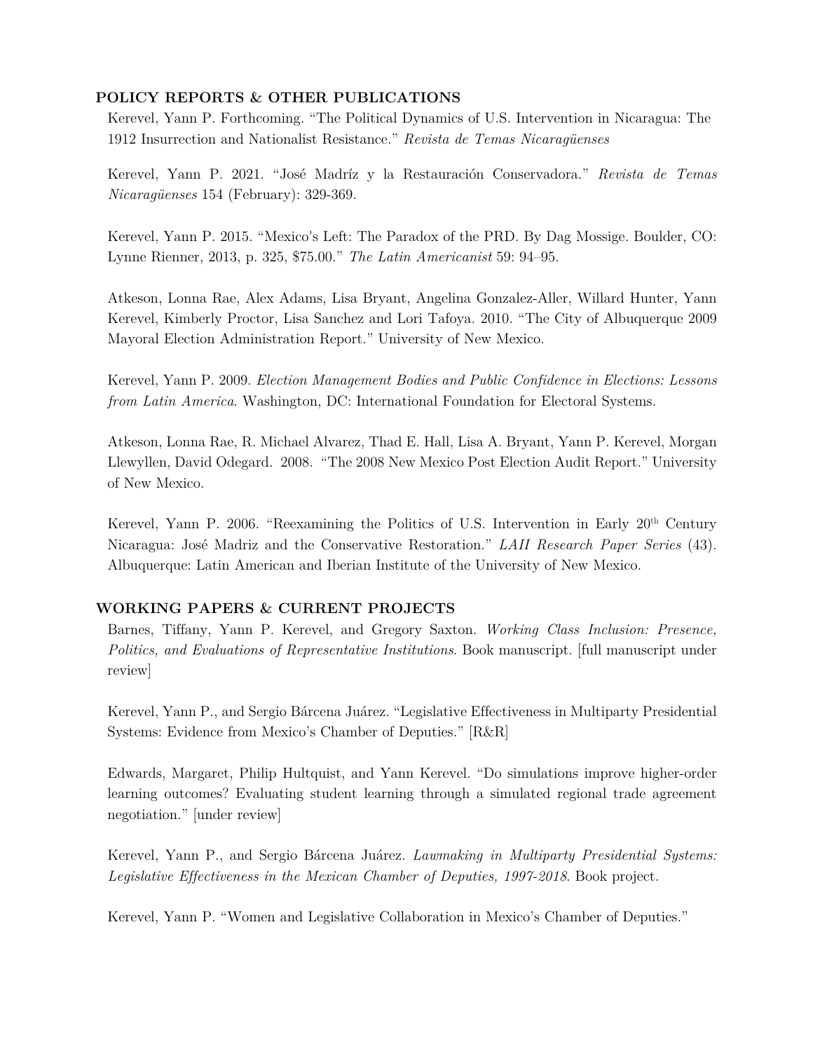## POLICY REPORTS & OTHER PUBLICATIONS

Kerevel, Yann P. Forthcoming. "The Political Dynamics of U.S. Intervention in Nicaragua: The 1912 Insurrection and Nationalist Resistance." *Revista de Temas Nicaragüenses*

Kerevel, Yann P. 2021. "José Madríz y la Restauración Conservadora." *Revista de Temas Nicaragüenses* 154 (February): 329-369.

Kerevel, Yann P. 2015. "Mexico's Left: The Paradox of the PRD. By Dag Mossige. Boulder, CO: Lynne Rienner, 2013, p. 325, $75.00." *The Latin Americanist* 59: 94–95.

Atkeson, Lonna Rae, Alex Adams, Lisa Bryant, Angelina Gonzalez-Aller, Willard Hunter, Yann Kerevel, Kimberly Proctor, Lisa Sanchez and Lori Tafoya. 2010. "The City of Albuquerque 2009 Mayoral Election Administration Report." University of New Mexico.

Kerevel, Yann P. 2009. *Election Management Bodies and Public Confidence in Elections: Lessons from Latin America*. Washington, DC: International Foundation for Electoral Systems.

Atkeson, Lonna Rae, R. Michael Alvarez, Thad E. Hall, Lisa A. Bryant, Yann P. Kerevel, Morgan Llewyllen, David Odegard. 2008. "The 2008 New Mexico Post Election Audit Report." University of New Mexico.

Kerevel, Yann P. 2006. "Reexamining the Politics of U.S. Intervention in Early 20th Century Nicaragua: José Madriz and the Conservative Restoration." *LAII Research Paper Series* (43). Albuquerque: Latin American and Iberian Institute of the University of New Mexico.

## WORKING PAPERS & CURRENT PROJECTS

Barnes, Tiffany, Yann P. Kerevel, and Gregory Saxton. *Working Class Inclusion: Presence, Politics, and Evaluations of Representative Institutions*. Book manuscript. [full manuscript under review]

Kerevel, Yann P., and Sergio Bárcena Juárez. "Legislative Effectiveness in Multiparty Presidential Systems: Evidence from Mexico's Chamber of Deputies." [R&R]

Edwards, Margaret, Philip Hultquist, and Yann Kerevel. "Do simulations improve higher-order learning outcomes? Evaluating student learning through a simulated regional trade agreement negotiation." [under review]

Kerevel, Yann P., and Sergio Bárcena Juárez. *Lawmaking in Multiparty Presidential Systems: Legislative Effectiveness in the Mexican Chamber of Deputies, 1997-2018*. Book project.

Kerevel, Yann P. "Women and Legislative Collaboration in Mexico's Chamber of Deputies."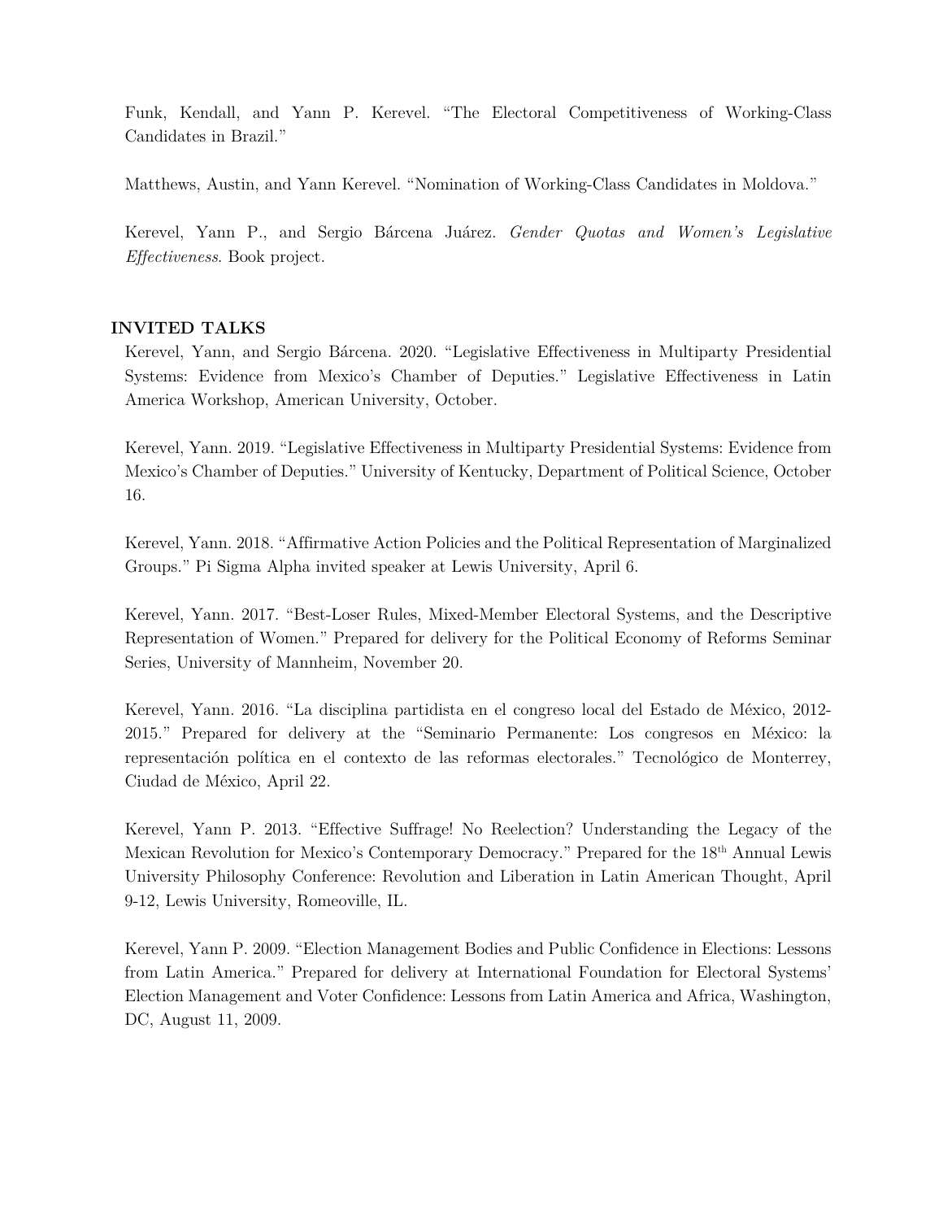Funk, Kendall, and Yann P. Kerevel. "The Electoral Competitiveness of Working-Class Candidates in Brazil."

Matthews, Austin, and Yann Kerevel. "Nomination of Working-Class Candidates in Moldova."

Kerevel, Yann P., and Sergio Bárcena Juárez. *Gender Quotas and Women's Legislative Effectiveness*. Book project.

## INVITED TALKS

Kerevel, Yann, and Sergio Bárcena. 2020. "Legislative Effectiveness in Multiparty Presidential Systems: Evidence from Mexico's Chamber of Deputies." Legislative Effectiveness in Latin America Workshop, American University, October.

Kerevel, Yann. 2019. "Legislative Effectiveness in Multiparty Presidential Systems: Evidence from Mexico's Chamber of Deputies." University of Kentucky, Department of Political Science, October 16.

Kerevel, Yann. 2018. "Affirmative Action Policies and the Political Representation of Marginalized Groups." Pi Sigma Alpha invited speaker at Lewis University, April 6.

Kerevel, Yann. 2017. "Best-Loser Rules, Mixed-Member Electoral Systems, and the Descriptive Representation of Women." Prepared for delivery for the Political Economy of Reforms Seminar Series, University of Mannheim, November 20.

Kerevel, Yann. 2016. "La disciplina partidista en el congreso local del Estado de México, 2012-2015." Prepared for delivery at the "Seminario Permanente: Los congresos en México: la representación política en el contexto de las reformas electorales." Tecnológico de Monterrey, Ciudad de México, April 22.

Kerevel, Yann P. 2013. "Effective Suffrage! No Reelection? Understanding the Legacy of the Mexican Revolution for Mexico's Contemporary Democracy." Prepared for the 18th Annual Lewis University Philosophy Conference: Revolution and Liberation in Latin American Thought, April 9-12, Lewis University, Romeoville, IL.

Kerevel, Yann P. 2009. "Election Management Bodies and Public Confidence in Elections: Lessons from Latin America." Prepared for delivery at International Foundation for Electoral Systems' Election Management and Voter Confidence: Lessons from Latin America and Africa, Washington, DC, August 11, 2009.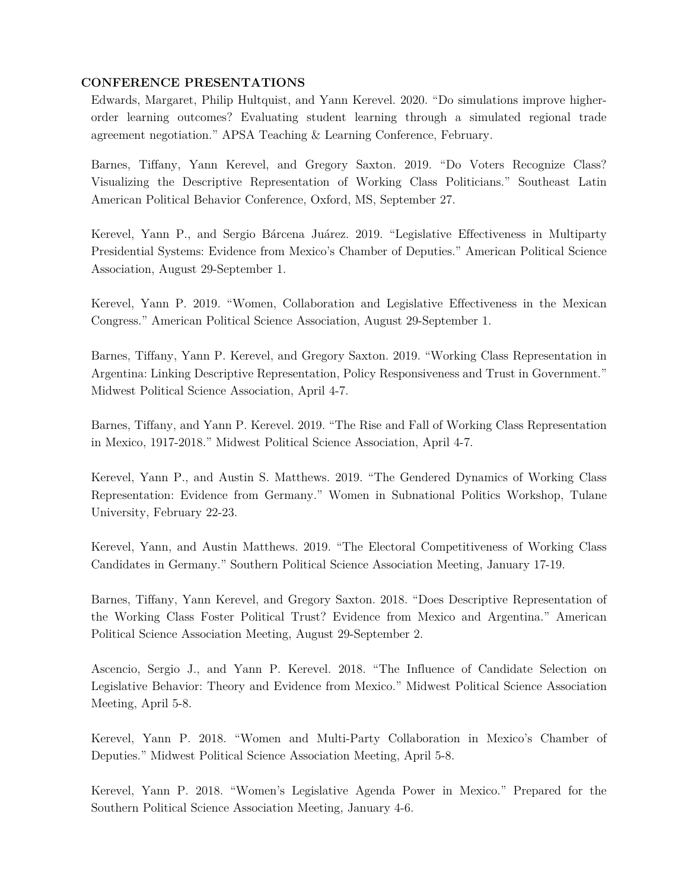**CONFERENCE PRESENTATIONS**

Edwards, Margaret, Philip Hultquist, and Yann Kerevel. 2020. "Do simulations improve higher-order learning outcomes? Evaluating student learning through a simulated regional trade agreement negotiation." APSA Teaching & Learning Conference, February.

Barnes, Tiffany, Yann Kerevel, and Gregory Saxton. 2019. "Do Voters Recognize Class? Visualizing the Descriptive Representation of Working Class Politicians." Southeast Latin American Political Behavior Conference, Oxford, MS, September 27.

Kerevel, Yann P., and Sergio Bárcena Juárez. 2019. "Legislative Effectiveness in Multiparty Presidential Systems: Evidence from Mexico's Chamber of Deputies." American Political Science Association, August 29-September 1.

Kerevel, Yann P. 2019. "Women, Collaboration and Legislative Effectiveness in the Mexican Congress." American Political Science Association, August 29-September 1.

Barnes, Tiffany, Yann P. Kerevel, and Gregory Saxton. 2019. "Working Class Representation in Argentina: Linking Descriptive Representation, Policy Responsiveness and Trust in Government." Midwest Political Science Association, April 4-7.

Barnes, Tiffany, and Yann P. Kerevel. 2019. "The Rise and Fall of Working Class Representation in Mexico, 1917-2018." Midwest Political Science Association, April 4-7.

Kerevel, Yann P., and Austin S. Matthews. 2019. "The Gendered Dynamics of Working Class Representation: Evidence from Germany." Women in Subnational Politics Workshop, Tulane University, February 22-23.

Kerevel, Yann, and Austin Matthews. 2019. "The Electoral Competitiveness of Working Class Candidates in Germany." Southern Political Science Association Meeting, January 17-19.

Barnes, Tiffany, Yann Kerevel, and Gregory Saxton. 2018. "Does Descriptive Representation of the Working Class Foster Political Trust? Evidence from Mexico and Argentina." American Political Science Association Meeting, August 29-September 2.

Ascencio, Sergio J., and Yann P. Kerevel. 2018. "The Influence of Candidate Selection on Legislative Behavior: Theory and Evidence from Mexico." Midwest Political Science Association Meeting, April 5-8.

Kerevel, Yann P. 2018. "Women and Multi-Party Collaboration in Mexico's Chamber of Deputies." Midwest Political Science Association Meeting, April 5-8.

Kerevel, Yann P. 2018. "Women's Legislative Agenda Power in Mexico." Prepared for the Southern Political Science Association Meeting, January 4-6.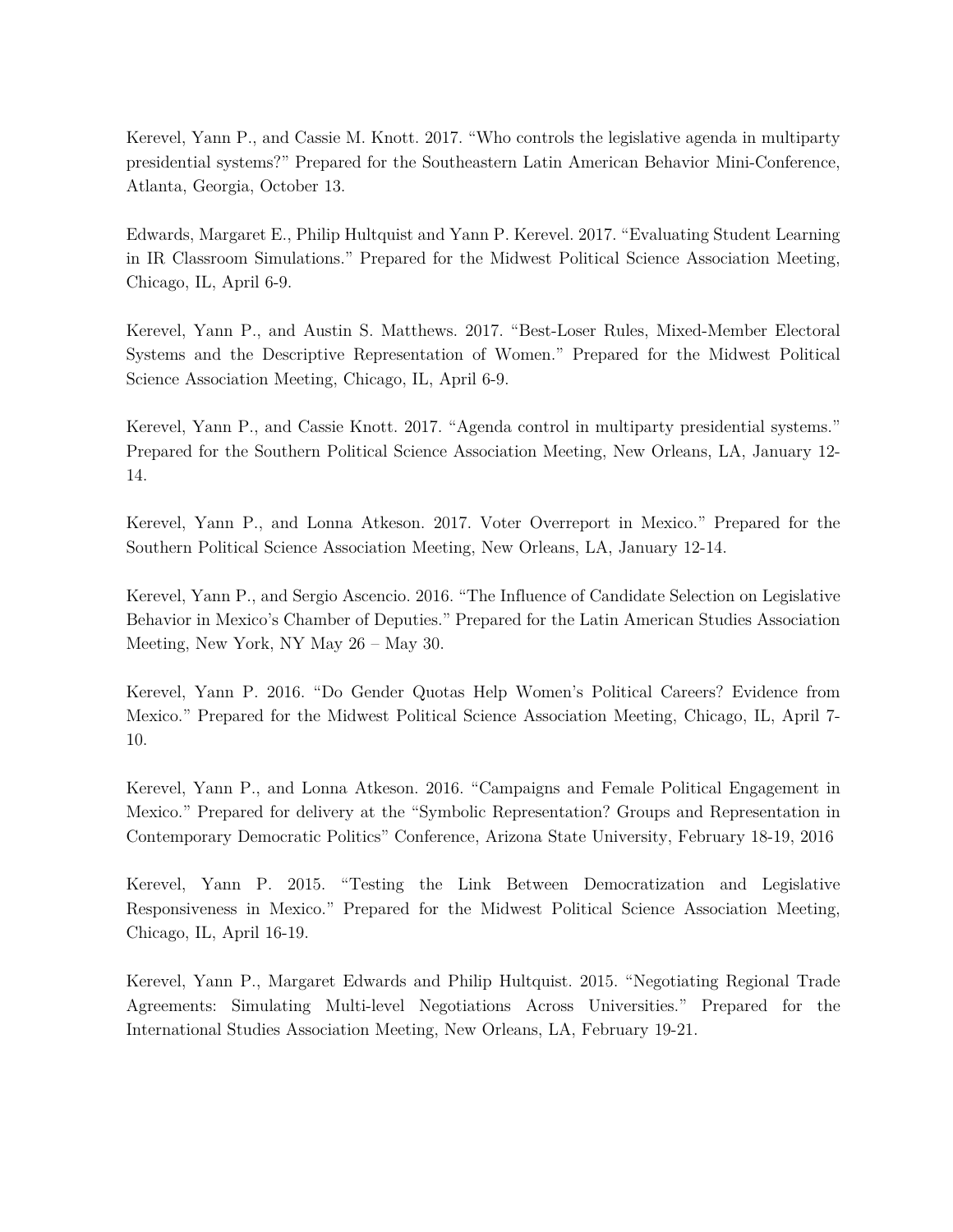Kerevel, Yann P., and Cassie M. Knott. 2017. "Who controls the legislative agenda in multiparty presidential systems?" Prepared for the Southeastern Latin American Behavior Mini-Conference, Atlanta, Georgia, October 13.

Edwards, Margaret E., Philip Hultquist and Yann P. Kerevel. 2017. "Evaluating Student Learning in IR Classroom Simulations." Prepared for the Midwest Political Science Association Meeting, Chicago, IL, April 6-9.

Kerevel, Yann P., and Austin S. Matthews. 2017. "Best-Loser Rules, Mixed-Member Electoral Systems and the Descriptive Representation of Women." Prepared for the Midwest Political Science Association Meeting, Chicago, IL, April 6-9.

Kerevel, Yann P., and Cassie Knott. 2017. "Agenda control in multiparty presidential systems." Prepared for the Southern Political Science Association Meeting, New Orleans, LA, January 12-14.

Kerevel, Yann P., and Lonna Atkeson. 2017. Voter Overreport in Mexico." Prepared for the Southern Political Science Association Meeting, New Orleans, LA, January 12-14.

Kerevel, Yann P., and Sergio Ascencio. 2016. "The Influence of Candidate Selection on Legislative Behavior in Mexico's Chamber of Deputies." Prepared for the Latin American Studies Association Meeting, New York, NY May 26 – May 30.

Kerevel, Yann P. 2016. "Do Gender Quotas Help Women's Political Careers? Evidence from Mexico." Prepared for the Midwest Political Science Association Meeting, Chicago, IL, April 7-10.

Kerevel, Yann P., and Lonna Atkeson. 2016. "Campaigns and Female Political Engagement in Mexico." Prepared for delivery at the "Symbolic Representation? Groups and Representation in Contemporary Democratic Politics" Conference, Arizona State University, February 18-19, 2016

Kerevel, Yann P. 2015. "Testing the Link Between Democratization and Legislative Responsiveness in Mexico." Prepared for the Midwest Political Science Association Meeting, Chicago, IL, April 16-19.

Kerevel, Yann P., Margaret Edwards and Philip Hultquist. 2015. "Negotiating Regional Trade Agreements: Simulating Multi-level Negotiations Across Universities." Prepared for the International Studies Association Meeting, New Orleans, LA, February 19-21.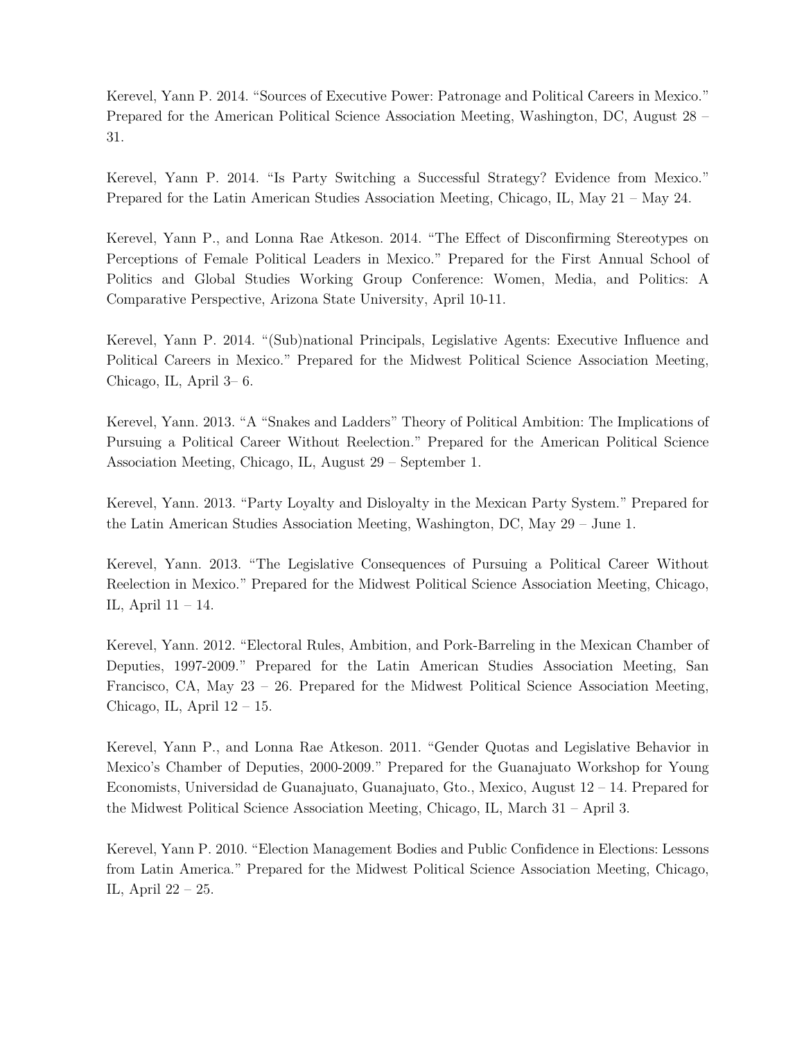Kerevel, Yann P. 2014. "Sources of Executive Power: Patronage and Political Careers in Mexico." Prepared for the American Political Science Association Meeting, Washington, DC, August 28 – 31.

Kerevel, Yann P. 2014. "Is Party Switching a Successful Strategy? Evidence from Mexico." Prepared for the Latin American Studies Association Meeting, Chicago, IL, May 21 – May 24.

Kerevel, Yann P., and Lonna Rae Atkeson. 2014. "The Effect of Disconfirming Stereotypes on Perceptions of Female Political Leaders in Mexico." Prepared for the First Annual School of Politics and Global Studies Working Group Conference: Women, Media, and Politics: A Comparative Perspective, Arizona State University, April 10-11.

Kerevel, Yann P. 2014. "(Sub)national Principals, Legislative Agents: Executive Influence and Political Careers in Mexico." Prepared for the Midwest Political Science Association Meeting, Chicago, IL, April 3– 6.

Kerevel, Yann. 2013. "A "Snakes and Ladders" Theory of Political Ambition: The Implications of Pursuing a Political Career Without Reelection." Prepared for the American Political Science Association Meeting, Chicago, IL, August 29 – September 1.

Kerevel, Yann. 2013. "Party Loyalty and Disloyalty in the Mexican Party System." Prepared for the Latin American Studies Association Meeting, Washington, DC, May 29 – June 1.

Kerevel, Yann. 2013. "The Legislative Consequences of Pursuing a Political Career Without Reelection in Mexico." Prepared for the Midwest Political Science Association Meeting, Chicago, IL, April 11 – 14.

Kerevel, Yann. 2012. "Electoral Rules, Ambition, and Pork-Barreling in the Mexican Chamber of Deputies, 1997-2009." Prepared for the Latin American Studies Association Meeting, San Francisco, CA, May 23 – 26. Prepared for the Midwest Political Science Association Meeting, Chicago, IL, April 12 – 15.

Kerevel, Yann P., and Lonna Rae Atkeson. 2011. "Gender Quotas and Legislative Behavior in Mexico's Chamber of Deputies, 2000-2009." Prepared for the Guanajuato Workshop for Young Economists, Universidad de Guanajuato, Guanajuato, Gto., Mexico, August 12 – 14. Prepared for the Midwest Political Science Association Meeting, Chicago, IL, March 31 – April 3.

Kerevel, Yann P. 2010. "Election Management Bodies and Public Confidence in Elections: Lessons from Latin America." Prepared for the Midwest Political Science Association Meeting, Chicago, IL, April 22 – 25.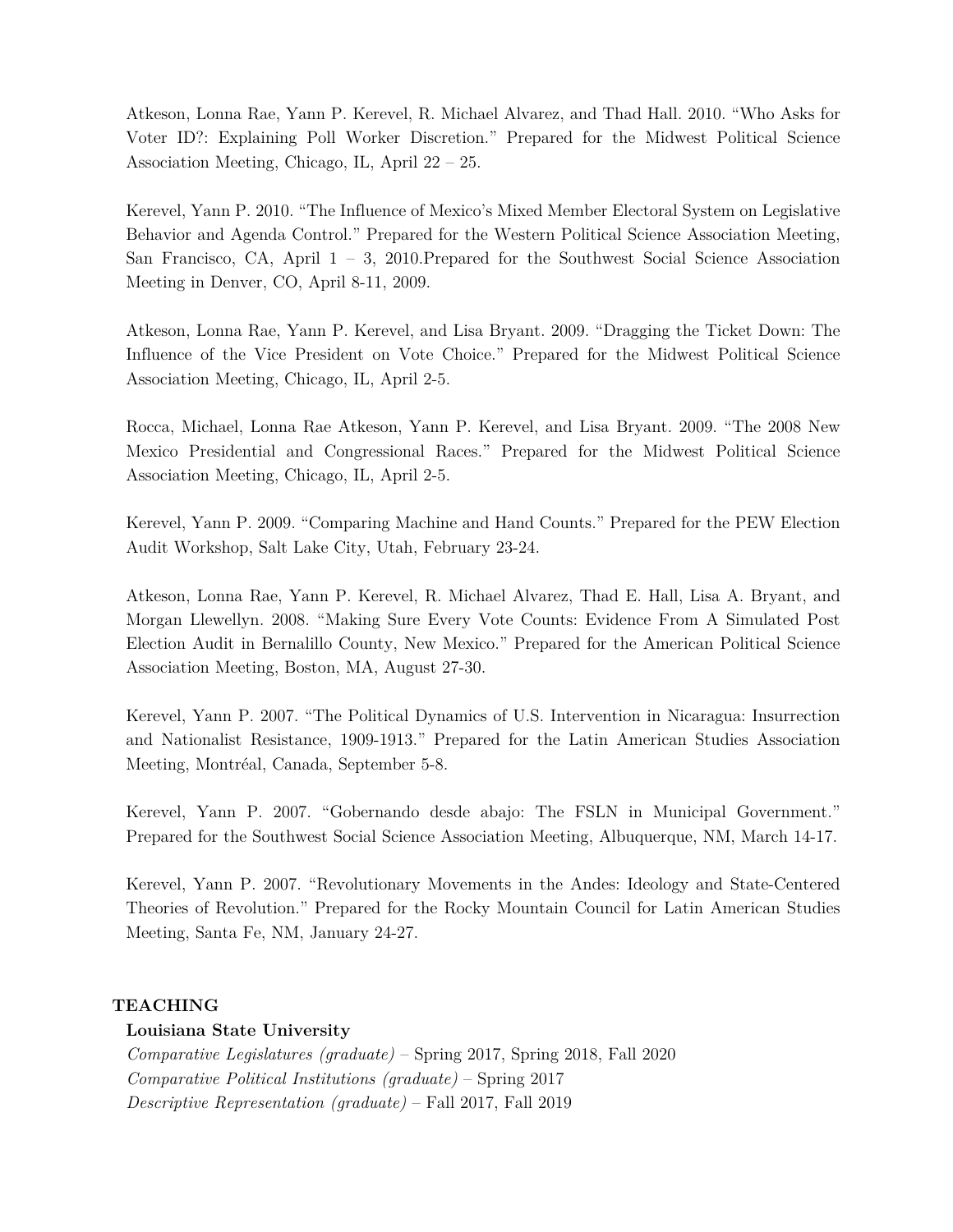Atkeson, Lonna Rae, Yann P. Kerevel, R. Michael Alvarez, and Thad Hall. 2010. "Who Asks for Voter ID?: Explaining Poll Worker Discretion." Prepared for the Midwest Political Science Association Meeting, Chicago, IL, April 22 – 25.

Kerevel, Yann P. 2010. "The Influence of Mexico's Mixed Member Electoral System on Legislative Behavior and Agenda Control." Prepared for the Western Political Science Association Meeting, San Francisco, CA, April 1 – 3, 2010.Prepared for the Southwest Social Science Association Meeting in Denver, CO, April 8-11, 2009.

Atkeson, Lonna Rae, Yann P. Kerevel, and Lisa Bryant. 2009. "Dragging the Ticket Down: The Influence of the Vice President on Vote Choice." Prepared for the Midwest Political Science Association Meeting, Chicago, IL, April 2-5.

Rocca, Michael, Lonna Rae Atkeson, Yann P. Kerevel, and Lisa Bryant. 2009. "The 2008 New Mexico Presidential and Congressional Races." Prepared for the Midwest Political Science Association Meeting, Chicago, IL, April 2-5.

Kerevel, Yann P. 2009. "Comparing Machine and Hand Counts." Prepared for the PEW Election Audit Workshop, Salt Lake City, Utah, February 23-24.

Atkeson, Lonna Rae, Yann P. Kerevel, R. Michael Alvarez, Thad E. Hall, Lisa A. Bryant, and Morgan Llewellyn. 2008. "Making Sure Every Vote Counts: Evidence From A Simulated Post Election Audit in Bernalillo County, New Mexico." Prepared for the American Political Science Association Meeting, Boston, MA, August 27-30.

Kerevel, Yann P. 2007. "The Political Dynamics of U.S. Intervention in Nicaragua: Insurrection and Nationalist Resistance, 1909-1913." Prepared for the Latin American Studies Association Meeting, Montréal, Canada, September 5-8.

Kerevel, Yann P. 2007. "Gobernando desde abajo: The FSLN in Municipal Government." Prepared for the Southwest Social Science Association Meeting, Albuquerque, NM, March 14-17.

Kerevel, Yann P. 2007. "Revolutionary Movements in the Andes: Ideology and State-Centered Theories of Revolution." Prepared for the Rocky Mountain Council for Latin American Studies Meeting, Santa Fe, NM, January 24-27.

## TEACHING

**Louisiana State University**

*Comparative Legislatures (graduate)* – Spring 2017, Spring 2018, Fall 2020
*Comparative Political Institutions (graduate)* – Spring 2017
*Descriptive Representation (graduate)* – Fall 2017, Fall 2019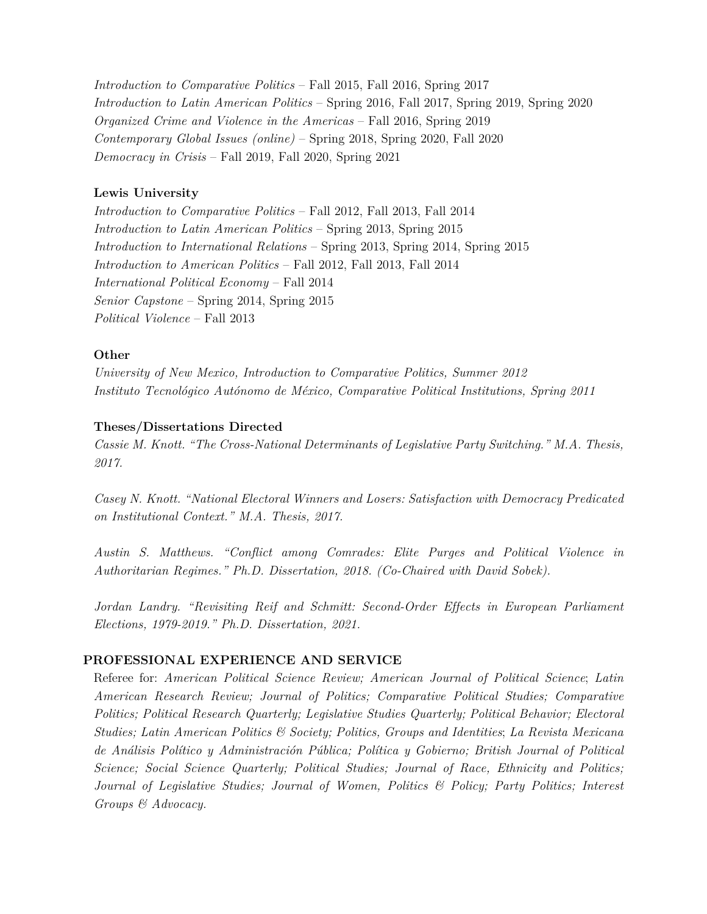*Introduction to Comparative Politics* – Fall 2015, Fall 2016, Spring 2017
*Introduction to Latin American Politics* – Spring 2016, Fall 2017, Spring 2019, Spring 2020
*Organized Crime and Violence in the Americas* – Fall 2016, Spring 2019
*Contemporary Global Issues (online)* – Spring 2018, Spring 2020, Fall 2020
*Democracy in Crisis* – Fall 2019, Fall 2020, Spring 2021

**Lewis University**
*Introduction to Comparative Politics* – Fall 2012, Fall 2013, Fall 2014
*Introduction to Latin American Politics* – Spring 2013, Spring 2015
*Introduction to International Relations* – Spring 2013, Spring 2014, Spring 2015
*Introduction to American Politics* – Fall 2012, Fall 2013, Fall 2014
*International Political Economy* – Fall 2014
*Senior Capstone* – Spring 2014, Spring 2015
*Political Violence* – Fall 2013

**Other**
*University of New Mexico, Introduction to Comparative Politics, Summer 2012*
*Instituto Tecnológico Autónomo de México, Comparative Political Institutions, Spring 2011*

**Theses/Dissertations Directed**
*Cassie M. Knott. "The Cross-National Determinants of Legislative Party Switching." M.A. Thesis, 2017.*

*Casey N. Knott. "National Electoral Winners and Losers: Satisfaction with Democracy Predicated on Institutional Context." M.A. Thesis, 2017.*

*Austin S. Matthews. "Conflict among Comrades: Elite Purges and Political Violence in Authoritarian Regimes." Ph.D. Dissertation, 2018. (Co-Chaired with David Sobek).*

*Jordan Landry. "Revisiting Reif and Schmitt: Second-Order Effects in European Parliament Elections, 1979-2019." Ph.D. Dissertation, 2021.*

## PROFESSIONAL EXPERIENCE AND SERVICE

Referee for: *American Political Science Review; American Journal of Political Science*; *Latin American Research Review; Journal of Politics; Comparative Political Studies; Comparative Politics; Political Research Quarterly; Legislative Studies Quarterly; Political Behavior; Electoral Studies; Latin American Politics & Society; Politics, Groups and Identities*; *La Revista Mexicana de Análisis Político y Administración Pública; Política y Gobierno; British Journal of Political Science; Social Science Quarterly; Political Studies; Journal of Race, Ethnicity and Politics; Journal of Legislative Studies; Journal of Women, Politics & Policy; Party Politics; Interest Groups & Advocacy.*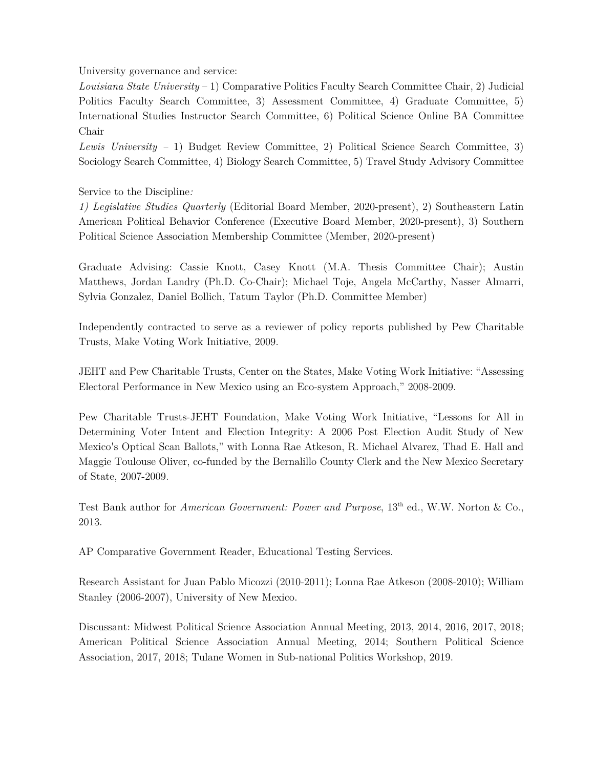University governance and service:

*Louisiana State University* – 1) Comparative Politics Faculty Search Committee Chair, 2) Judicial Politics Faculty Search Committee, 3) Assessment Committee, 4) Graduate Committee, 5) International Studies Instructor Search Committee, 6) Political Science Online BA Committee Chair

*Lewis University* – 1) Budget Review Committee, 2) Political Science Search Committee, 3) Sociology Search Committee, 4) Biology Search Committee, 5) Travel Study Advisory Committee

Service to the Discipline*:*

*1) Legislative Studies Quarterly* (Editorial Board Member, 2020-present), 2) Southeastern Latin American Political Behavior Conference (Executive Board Member, 2020-present), 3) Southern Political Science Association Membership Committee (Member, 2020-present)

Graduate Advising: Cassie Knott, Casey Knott (M.A. Thesis Committee Chair); Austin Matthews, Jordan Landry (Ph.D. Co-Chair); Michael Toje, Angela McCarthy, Nasser Almarri, Sylvia Gonzalez, Daniel Bollich, Tatum Taylor (Ph.D. Committee Member)

Independently contracted to serve as a reviewer of policy reports published by Pew Charitable Trusts, Make Voting Work Initiative, 2009.

JEHT and Pew Charitable Trusts, Center on the States, Make Voting Work Initiative: "Assessing Electoral Performance in New Mexico using an Eco-system Approach," 2008-2009.

Pew Charitable Trusts-JEHT Foundation, Make Voting Work Initiative, "Lessons for All in Determining Voter Intent and Election Integrity: A 2006 Post Election Audit Study of New Mexico's Optical Scan Ballots," with Lonna Rae Atkeson, R. Michael Alvarez, Thad E. Hall and Maggie Toulouse Oliver, co-funded by the Bernalillo County Clerk and the New Mexico Secretary of State, 2007-2009.

Test Bank author for *American Government: Power and Purpose*, 13th ed., W.W. Norton & Co., 2013.

AP Comparative Government Reader, Educational Testing Services.

Research Assistant for Juan Pablo Micozzi (2010-2011); Lonna Rae Atkeson (2008-2010); William Stanley (2006-2007), University of New Mexico.

Discussant: Midwest Political Science Association Annual Meeting, 2013, 2014, 2016, 2017, 2018; American Political Science Association Annual Meeting, 2014; Southern Political Science Association, 2017, 2018; Tulane Women in Sub-national Politics Workshop, 2019.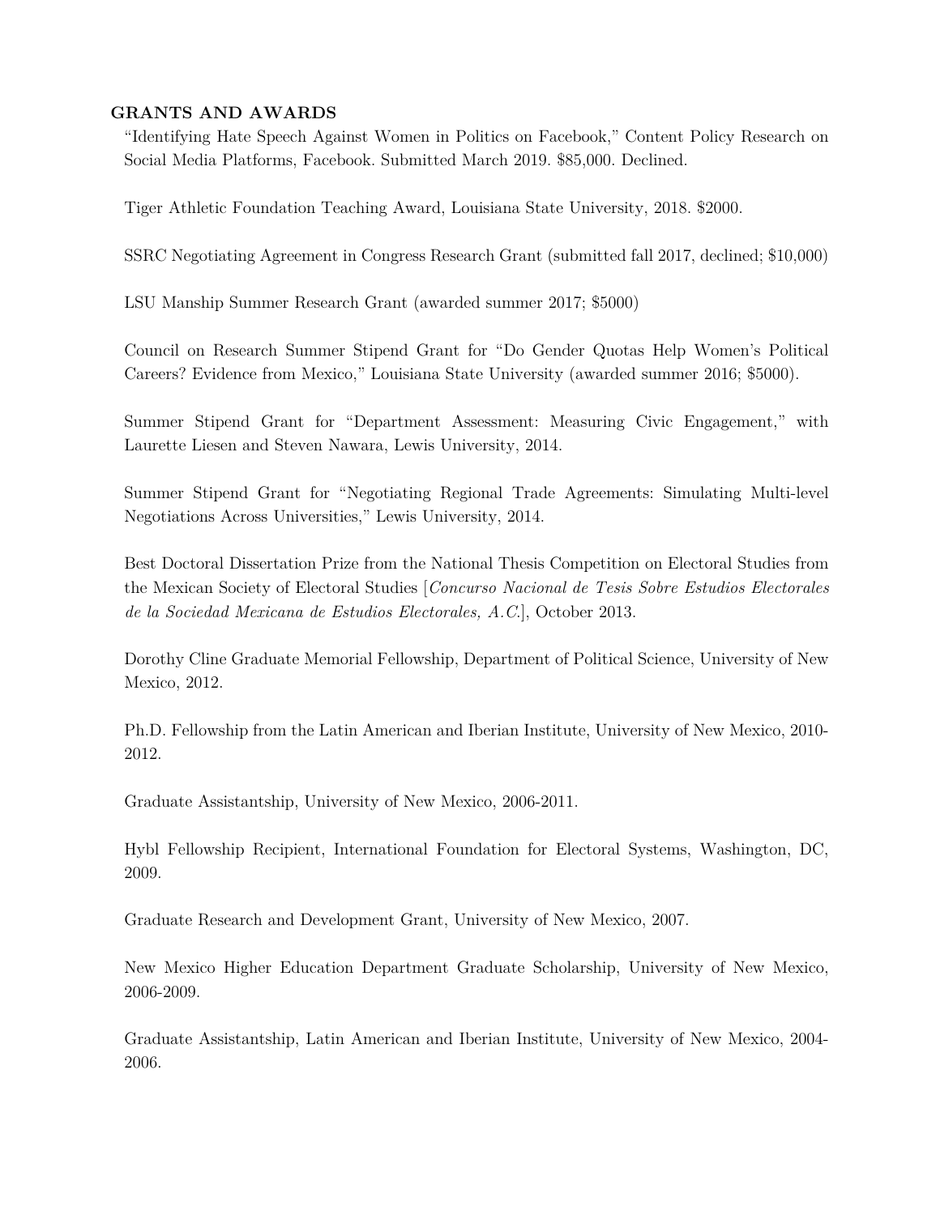## GRANTS AND AWARDS

"Identifying Hate Speech Against Women in Politics on Facebook," Content Policy Research on Social Media Platforms, Facebook. Submitted March 2019. $85,000. Declined.

Tiger Athletic Foundation Teaching Award, Louisiana State University, 2018. $2000.

SSRC Negotiating Agreement in Congress Research Grant (submitted fall 2017, declined; $10,000)

LSU Manship Summer Research Grant (awarded summer 2017; $5000)

Council on Research Summer Stipend Grant for "Do Gender Quotas Help Women's Political Careers? Evidence from Mexico," Louisiana State University (awarded summer 2016; $5000).

Summer Stipend Grant for "Department Assessment: Measuring Civic Engagement," with Laurette Liesen and Steven Nawara, Lewis University, 2014.

Summer Stipend Grant for "Negotiating Regional Trade Agreements: Simulating Multi-level Negotiations Across Universities," Lewis University, 2014.

Best Doctoral Dissertation Prize from the National Thesis Competition on Electoral Studies from the Mexican Society of Electoral Studies [*Concurso Nacional de Tesis Sobre Estudios Electorales de la Sociedad Mexicana de Estudios Electorales, A.C.*], October 2013.

Dorothy Cline Graduate Memorial Fellowship, Department of Political Science, University of New Mexico, 2012.

Ph.D. Fellowship from the Latin American and Iberian Institute, University of New Mexico, 2010-2012.

Graduate Assistantship, University of New Mexico, 2006-2011.

Hybl Fellowship Recipient, International Foundation for Electoral Systems, Washington, DC, 2009.

Graduate Research and Development Grant, University of New Mexico, 2007.

New Mexico Higher Education Department Graduate Scholarship, University of New Mexico, 2006-2009.

Graduate Assistantship, Latin American and Iberian Institute, University of New Mexico, 2004-2006.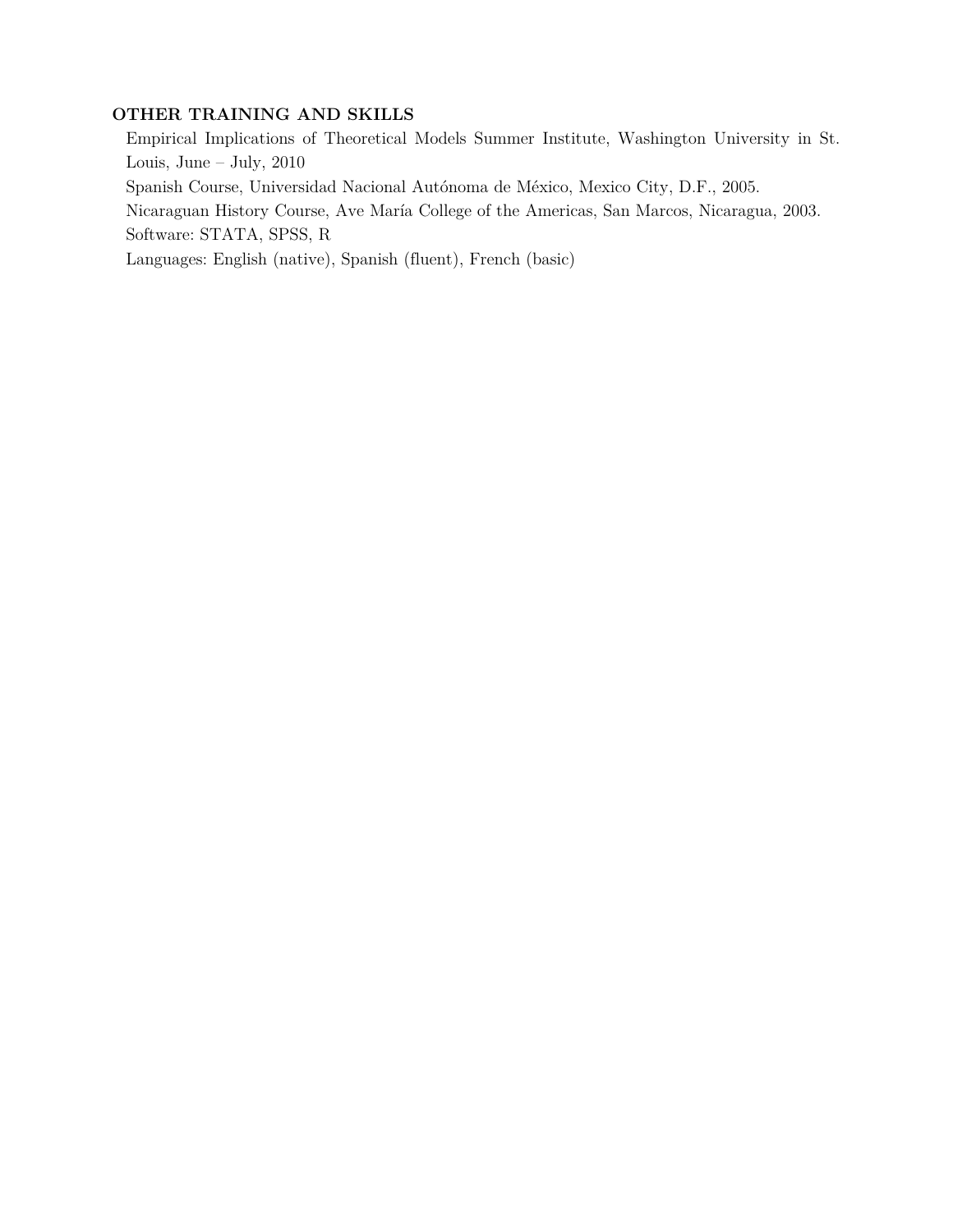## OTHER TRAINING AND SKILLS

Empirical Implications of Theoretical Models Summer Institute, Washington University in St. Louis, June – July, 2010

Spanish Course, Universidad Nacional Autónoma de México, Mexico City, D.F., 2005.

Nicaraguan History Course, Ave María College of the Americas, San Marcos, Nicaragua, 2003.

Software: STATA, SPSS, R

Languages: English (native), Spanish (fluent), French (basic)